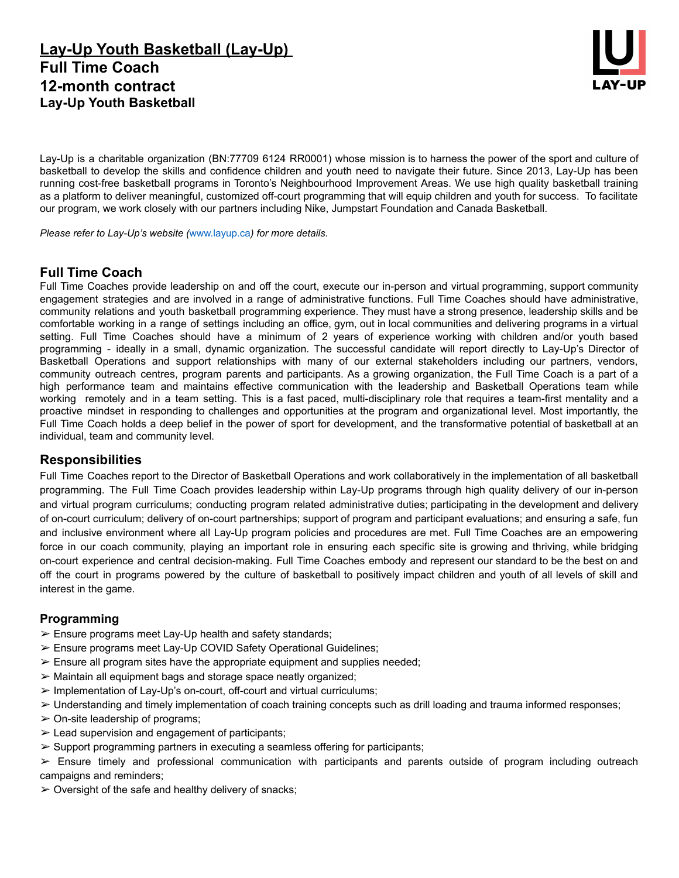# Lay-Up Youth Basketball (Lay-Up)
## Full Time Coach
## 12-month contract
### Lay-Up Youth Basketball

Lay-Up is a charitable organization (BN:77709 6124 RR0001) whose mission is to harness the power of the sport and culture of basketball to develop the skills and confidence children and youth need to navigate their future. Since 2013, Lay-Up has been running cost-free basketball programs in Toronto's Neighbourhood Improvement Areas. We use high quality basketball training as a platform to deliver meaningful, customized off-court programming that will equip children and youth for success. To facilitate our program, we work closely with our partners including Nike, Jumpstart Foundation and Canada Basketball.

*Please refer to Lay-Up's website (www.layup.ca) for more details.*

## Full Time Coach

Full Time Coaches provide leadership on and off the court, execute our in-person and virtual programming, support community engagement strategies and are involved in a range of administrative functions. Full Time Coaches should have administrative, community relations and youth basketball programming experience. They must have a strong presence, leadership skills and be comfortable working in a range of settings including an office, gym, out in local communities and delivering programs in a virtual setting. Full Time Coaches should have a minimum of 2 years of experience working with children and/or youth based programming - ideally in a small, dynamic organization. The successful candidate will report directly to Lay-Up's Director of Basketball Operations and support relationships with many of our external stakeholders including our partners, vendors, community outreach centres, program parents and participants. As a growing organization, the Full Time Coach is a part of a high performance team and maintains effective communication with the leadership and Basketball Operations team while working remotely and in a team setting. This is a fast paced, multi-disciplinary role that requires a team-first mentality and a proactive mindset in responding to challenges and opportunities at the program and organizational level. Most importantly, the Full Time Coach holds a deep belief in the power of sport for development, and the transformative potential of basketball at an individual, team and community level.

## Responsibilities

Full Time Coaches report to the Director of Basketball Operations and work collaboratively in the implementation of all basketball programming. The Full Time Coach provides leadership within Lay-Up programs through high quality delivery of our in-person and virtual program curriculums; conducting program related administrative duties; participating in the development and delivery of on-court curriculum; delivery of on-court partnerships; support of program and participant evaluations; and ensuring a safe, fun and inclusive environment where all Lay-Up program policies and procedures are met. Full Time Coaches are an empowering force in our coach community, playing an important role in ensuring each specific site is growing and thriving, while bridging on-court experience and central decision-making. Full Time Coaches embody and represent our standard to be the best on and off the court in programs powered by the culture of basketball to positively impact children and youth of all levels of skill and interest in the game.

### Programming

- Ensure programs meet Lay-Up health and safety standards;
- Ensure programs meet Lay-Up COVID Safety Operational Guidelines;
- Ensure all program sites have the appropriate equipment and supplies needed;
- Maintain all equipment bags and storage space neatly organized;
- Implementation of Lay-Up's on-court, off-court and virtual curriculums;
- Understanding and timely implementation of coach training concepts such as drill loading and trauma informed responses;
- On-site leadership of programs;
- Lead supervision and engagement of participants;
- Support programming partners in executing a seamless offering for participants;
- Ensure timely and professional communication with participants and parents outside of program including outreach campaigns and reminders;
- Oversight of the safe and healthy delivery of snacks;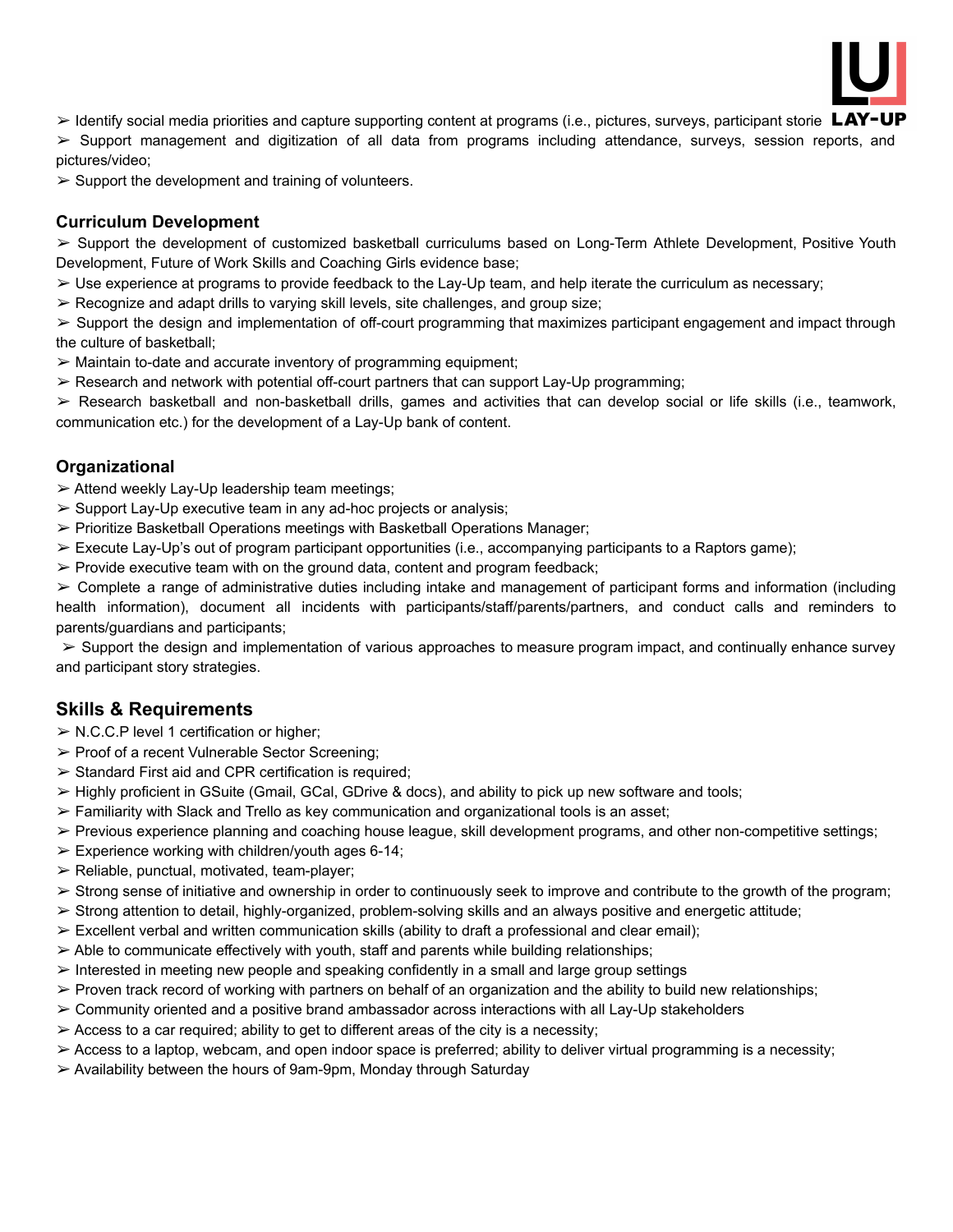➢ Identify social media priorities and capture supporting content at programs (i.e., pictures, surveys, participant storie

➢ Support management and digitization of all data from programs including attendance, surveys, session reports, and pictures/video;

➢ Support the development and training of volunteers.

### Curriculum Development

➢ Support the development of customized basketball curriculums based on Long-Term Athlete Development, Positive Youth Development, Future of Work Skills and Coaching Girls evidence base;

➢ Use experience at programs to provide feedback to the Lay-Up team, and help iterate the curriculum as necessary;

➢ Recognize and adapt drills to varying skill levels, site challenges, and group size;

➢ Support the design and implementation of off-court programming that maximizes participant engagement and impact through the culture of basketball;

➢ Maintain to-date and accurate inventory of programming equipment;

➢ Research and network with potential off-court partners that can support Lay-Up programming;

➢ Research basketball and non-basketball drills, games and activities that can develop social or life skills (i.e., teamwork, communication etc.) for the development of a Lay-Up bank of content.

### Organizational

➢ Attend weekly Lay-Up leadership team meetings;

➢ Support Lay-Up executive team in any ad-hoc projects or analysis;

➢ Prioritize Basketball Operations meetings with Basketball Operations Manager;

➢ Execute Lay-Up's out of program participant opportunities (i.e., accompanying participants to a Raptors game);

➢ Provide executive team with on the ground data, content and program feedback;

➢ Complete a range of administrative duties including intake and management of participant forms and information (including health information), document all incidents with participants/staff/parents/partners, and conduct calls and reminders to parents/guardians and participants;

➢ Support the design and implementation of various approaches to measure program impact, and continually enhance survey and participant story strategies.

## Skills & Requirements

➢ N.C.C.P level 1 certification or higher;

➢ Proof of a recent Vulnerable Sector Screening;

➢ Standard First aid and CPR certification is required;

➢ Highly proficient in GSuite (Gmail, GCal, GDrive & docs), and ability to pick up new software and tools;

➢ Familiarity with Slack and Trello as key communication and organizational tools is an asset;

➢ Previous experience planning and coaching house league, skill development programs, and other non-competitive settings;

➢ Experience working with children/youth ages 6-14;

➢ Reliable, punctual, motivated, team-player;

➢ Strong sense of initiative and ownership in order to continuously seek to improve and contribute to the growth of the program;

➢ Strong attention to detail, highly-organized, problem-solving skills and an always positive and energetic attitude;

➢ Excellent verbal and written communication skills (ability to draft a professional and clear email);

➢ Able to communicate effectively with youth, staff and parents while building relationships;

➢ Interested in meeting new people and speaking confidently in a small and large group settings

➢ Proven track record of working with partners on behalf of an organization and the ability to build new relationships;

➢ Community oriented and a positive brand ambassador across interactions with all Lay-Up stakeholders

➢ Access to a car required; ability to get to different areas of the city is a necessity;

➢ Access to a laptop, webcam, and open indoor space is preferred; ability to deliver virtual programming is a necessity;

➢ Availability between the hours of 9am-9pm, Monday through Saturday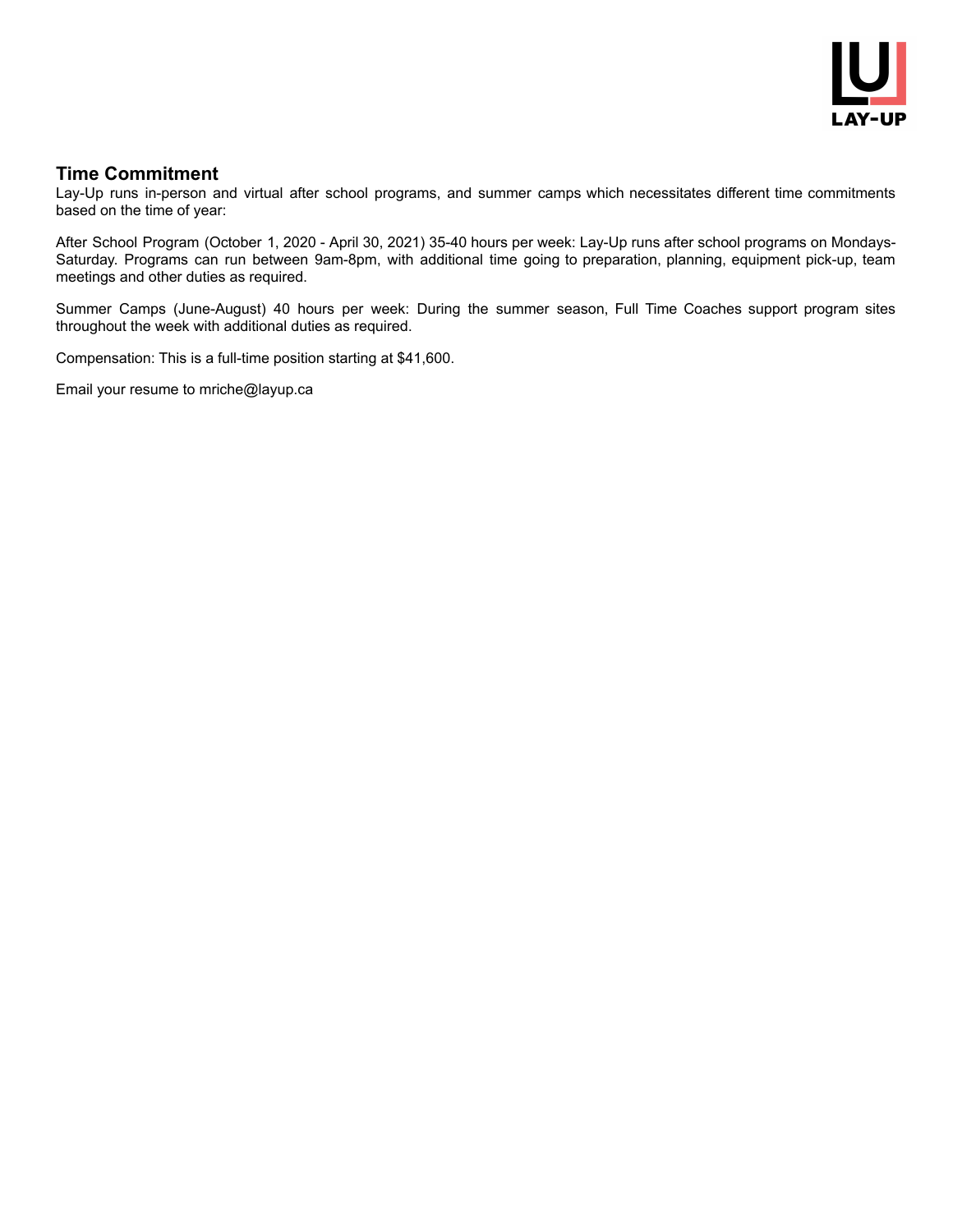## Time Commitment

Lay-Up runs in-person and virtual after school programs, and summer camps which necessitates different time commitments based on the time of year:

After School Program (October 1, 2020 - April 30, 2021) 35-40 hours per week: Lay-Up runs after school programs on Mondays-Saturday. Programs can run between 9am-8pm, with additional time going to preparation, planning, equipment pick-up, team meetings and other duties as required.

Summer Camps (June-August) 40 hours per week: During the summer season, Full Time Coaches support program sites throughout the week with additional duties as required.

Compensation: This is a full-time position starting at $41,600.

Email your resume to mriche@layup.ca